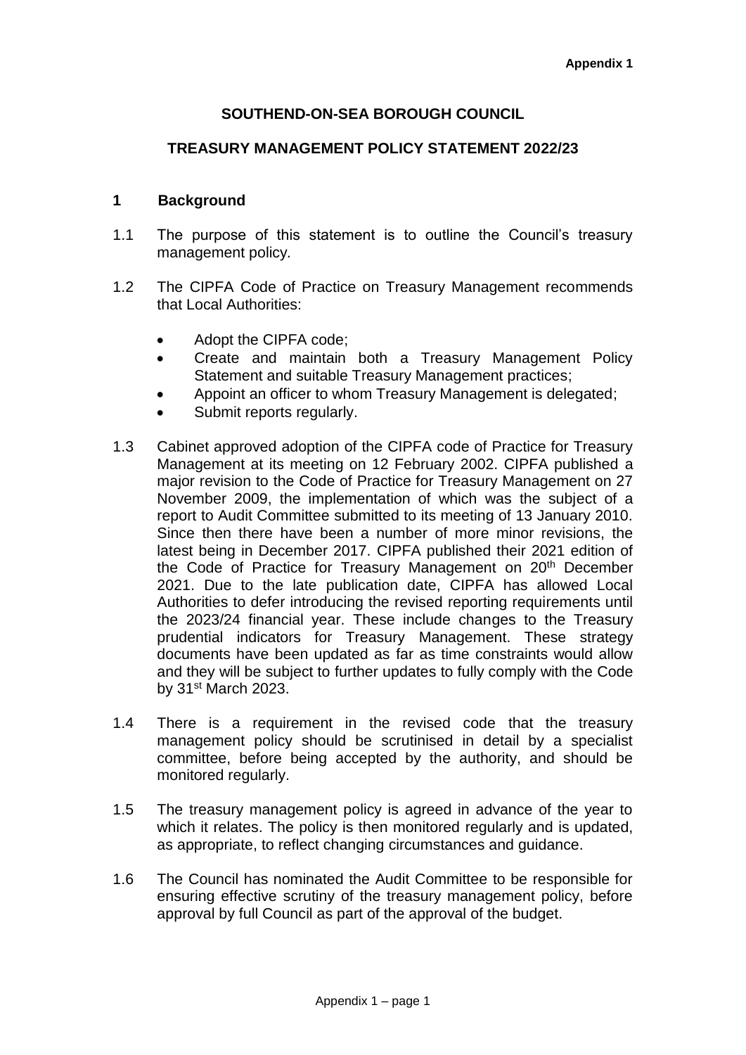Appendix 1

# SOUTHEND-ON-SEA BOROUGH COUNCIL

## TREASURY MANAGEMENT POLICY STATEMENT 2022/23

### 1 Background

1.1 The purpose of this statement is to outline the Council's treasury management policy.

1.2 The CIPFA Code of Practice on Treasury Management recommends that Local Authorities:

- Adopt the CIPFA code;
- Create and maintain both a Treasury Management Policy Statement and suitable Treasury Management practices;
- Appoint an officer to whom Treasury Management is delegated;
- Submit reports regularly.

1.3 Cabinet approved adoption of the CIPFA code of Practice for Treasury Management at its meeting on 12 February 2002. CIPFA published a major revision to the Code of Practice for Treasury Management on 27 November 2009, the implementation of which was the subject of a report to Audit Committee submitted to its meeting of 13 January 2010. Since then there have been a number of more minor revisions, the latest being in December 2017. CIPFA published their 2021 edition of the Code of Practice for Treasury Management on 20th December 2021. Due to the late publication date, CIPFA has allowed Local Authorities to defer introducing the revised reporting requirements until the 2023/24 financial year. These include changes to the Treasury prudential indicators for Treasury Management. These strategy documents have been updated as far as time constraints would allow and they will be subject to further updates to fully comply with the Code by 31st March 2023.

1.4 There is a requirement in the revised code that the treasury management policy should be scrutinised in detail by a specialist committee, before being accepted by the authority, and should be monitored regularly.

1.5 The treasury management policy is agreed in advance of the year to which it relates. The policy is then monitored regularly and is updated, as appropriate, to reflect changing circumstances and guidance.

1.6 The Council has nominated the Audit Committee to be responsible for ensuring effective scrutiny of the treasury management policy, before approval by full Council as part of the approval of the budget.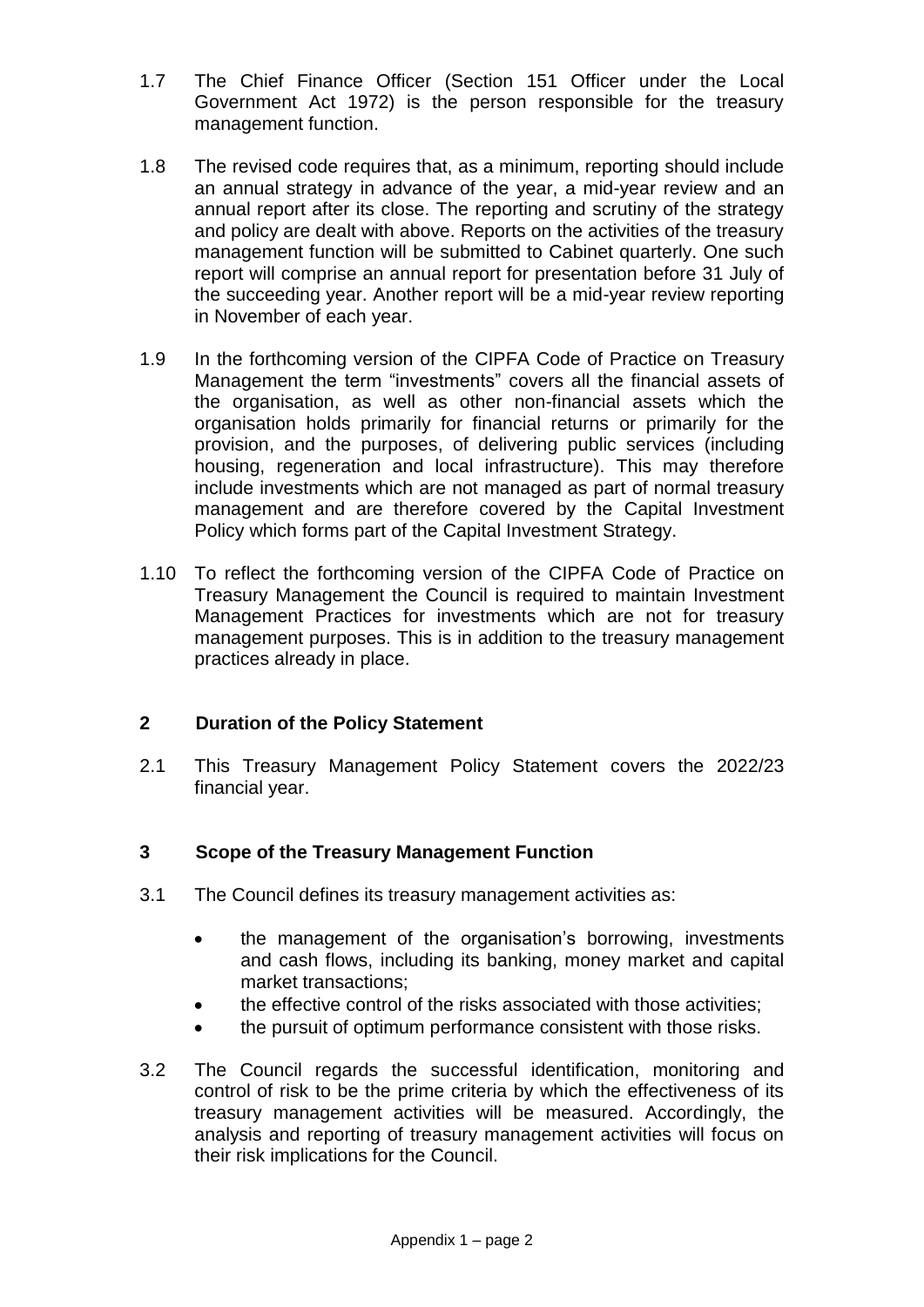1.7 The Chief Finance Officer (Section 151 Officer under the Local Government Act 1972) is the person responsible for the treasury management function.

1.8 The revised code requires that, as a minimum, reporting should include an annual strategy in advance of the year, a mid-year review and an annual report after its close. The reporting and scrutiny of the strategy and policy are dealt with above. Reports on the activities of the treasury management function will be submitted to Cabinet quarterly. One such report will comprise an annual report for presentation before 31 July of the succeeding year. Another report will be a mid-year review reporting in November of each year.

1.9 In the forthcoming version of the CIPFA Code of Practice on Treasury Management the term "investments" covers all the financial assets of the organisation, as well as other non-financial assets which the organisation holds primarily for financial returns or primarily for the provision, and the purposes, of delivering public services (including housing, regeneration and local infrastructure). This may therefore include investments which are not managed as part of normal treasury management and are therefore covered by the Capital Investment Policy which forms part of the Capital Investment Strategy.

1.10 To reflect the forthcoming version of the CIPFA Code of Practice on Treasury Management the Council is required to maintain Investment Management Practices for investments which are not for treasury management purposes. This is in addition to the treasury management practices already in place.

## 2 Duration of the Policy Statement

2.1 This Treasury Management Policy Statement covers the 2022/23 financial year.

## 3 Scope of the Treasury Management Function

3.1 The Council defines its treasury management activities as:

- the management of the organisation's borrowing, investments and cash flows, including its banking, money market and capital market transactions;
- the effective control of the risks associated with those activities;
- the pursuit of optimum performance consistent with those risks.

3.2 The Council regards the successful identification, monitoring and control of risk to be the prime criteria by which the effectiveness of its treasury management activities will be measured. Accordingly, the analysis and reporting of treasury management activities will focus on their risk implications for the Council.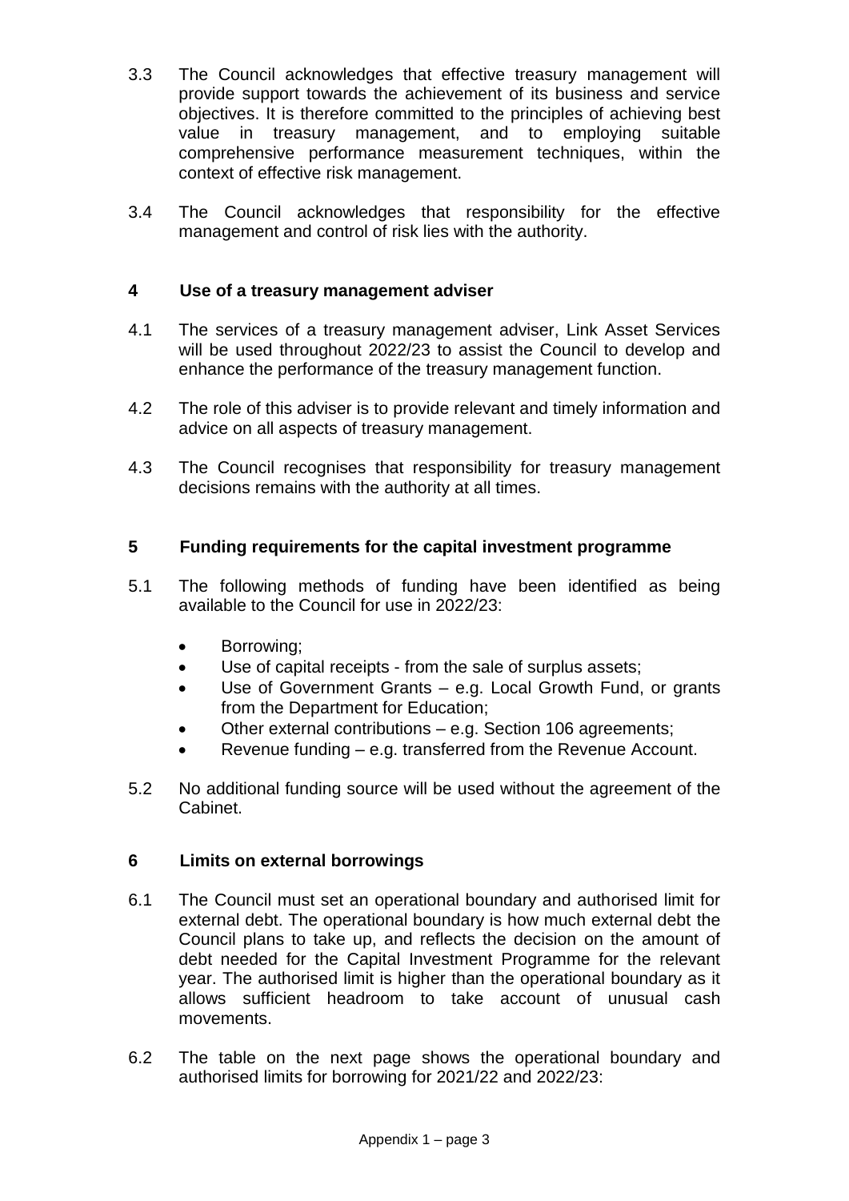3.3 The Council acknowledges that effective treasury management will provide support towards the achievement of its business and service objectives. It is therefore committed to the principles of achieving best value in treasury management, and to employing suitable comprehensive performance measurement techniques, within the context of effective risk management.

3.4 The Council acknowledges that responsibility for the effective management and control of risk lies with the authority.

## 4 Use of a treasury management adviser

4.1 The services of a treasury management adviser, Link Asset Services will be used throughout 2022/23 to assist the Council to develop and enhance the performance of the treasury management function.

4.2 The role of this adviser is to provide relevant and timely information and advice on all aspects of treasury management.

4.3 The Council recognises that responsibility for treasury management decisions remains with the authority at all times.

## 5 Funding requirements for the capital investment programme

5.1 The following methods of funding have been identified as being available to the Council for use in 2022/23:

- Borrowing;
- Use of capital receipts - from the sale of surplus assets;
- Use of Government Grants – e.g. Local Growth Fund, or grants from the Department for Education;
- Other external contributions – e.g. Section 106 agreements;
- Revenue funding – e.g. transferred from the Revenue Account.

5.2 No additional funding source will be used without the agreement of the Cabinet.

## 6 Limits on external borrowings

6.1 The Council must set an operational boundary and authorised limit for external debt. The operational boundary is how much external debt the Council plans to take up, and reflects the decision on the amount of debt needed for the Capital Investment Programme for the relevant year. The authorised limit is higher than the operational boundary as it allows sufficient headroom to take account of unusual cash movements.

6.2 The table on the next page shows the operational boundary and authorised limits for borrowing for 2021/22 and 2022/23: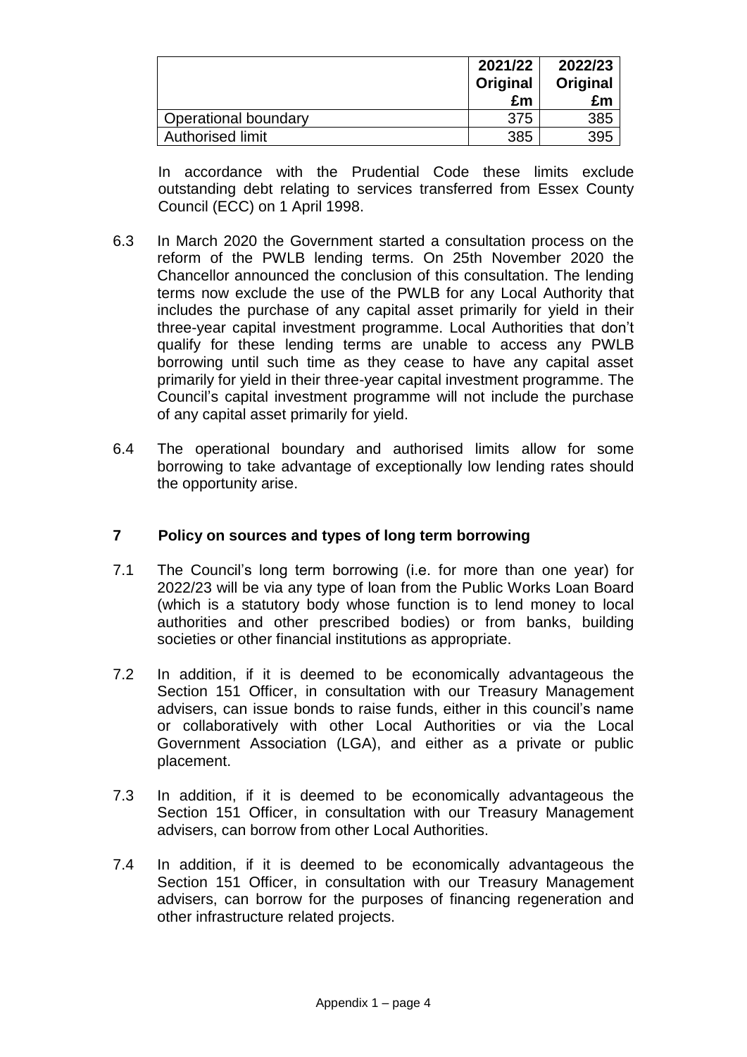| | 2021/22 Original £m | 2022/23 Original £m |
|---|---|---|
| Operational boundary | 375 | 385 |
| Authorised limit | 385 | 395 |

In accordance with the Prudential Code these limits exclude outstanding debt relating to services transferred from Essex County Council (ECC) on 1 April 1998.

6.3 In March 2020 the Government started a consultation process on the reform of the PWLB lending terms. On 25th November 2020 the Chancellor announced the conclusion of this consultation. The lending terms now exclude the use of the PWLB for any Local Authority that includes the purchase of any capital asset primarily for yield in their three-year capital investment programme. Local Authorities that don't qualify for these lending terms are unable to access any PWLB borrowing until such time as they cease to have any capital asset primarily for yield in their three-year capital investment programme. The Council's capital investment programme will not include the purchase of any capital asset primarily for yield.

6.4 The operational boundary and authorised limits allow for some borrowing to take advantage of exceptionally low lending rates should the opportunity arise.

## 7 Policy on sources and types of long term borrowing

7.1 The Council's long term borrowing (i.e. for more than one year) for 2022/23 will be via any type of loan from the Public Works Loan Board (which is a statutory body whose function is to lend money to local authorities and other prescribed bodies) or from banks, building societies or other financial institutions as appropriate.

7.2 In addition, if it is deemed to be economically advantageous the Section 151 Officer, in consultation with our Treasury Management advisers, can issue bonds to raise funds, either in this council's name or collaboratively with other Local Authorities or via the Local Government Association (LGA), and either as a private or public placement.

7.3 In addition, if it is deemed to be economically advantageous the Section 151 Officer, in consultation with our Treasury Management advisers, can borrow from other Local Authorities.

7.4 In addition, if it is deemed to be economically advantageous the Section 151 Officer, in consultation with our Treasury Management advisers, can borrow for the purposes of financing regeneration and other infrastructure related projects.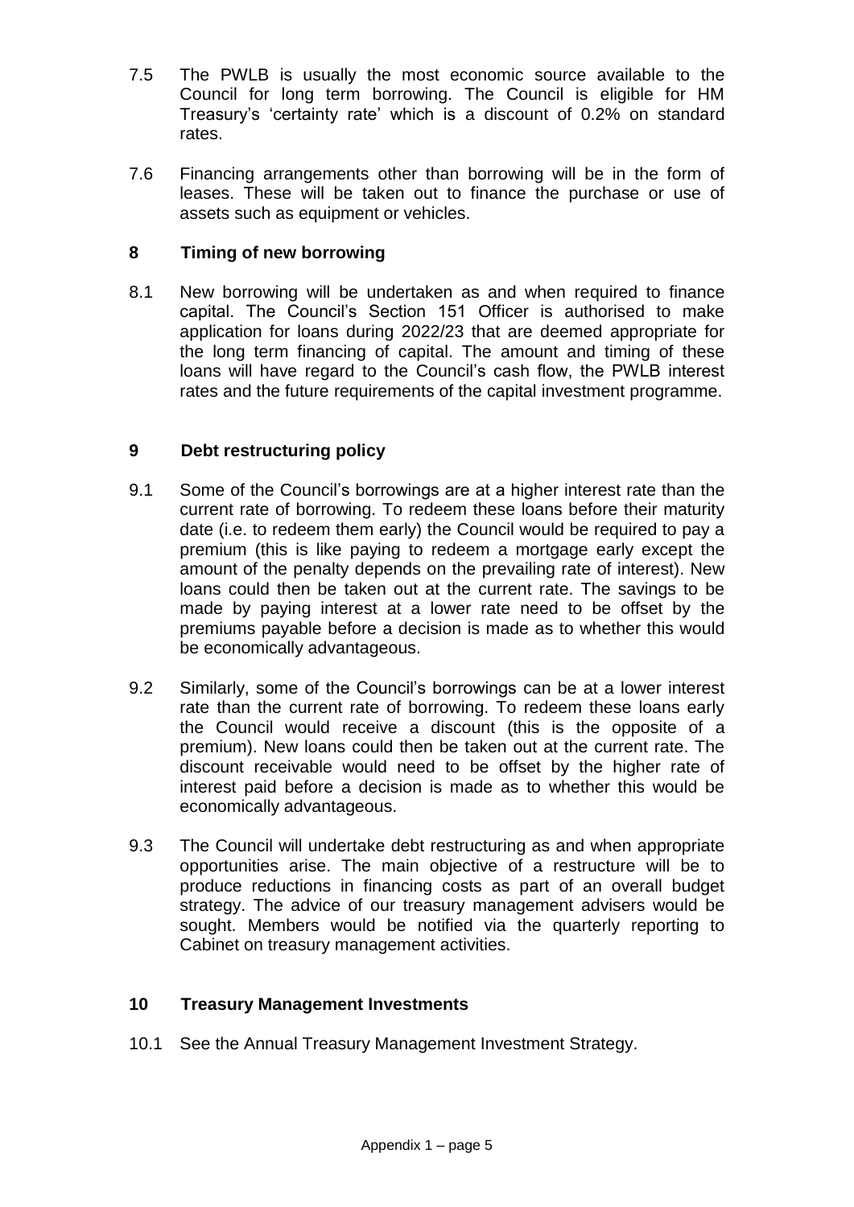7.5 The PWLB is usually the most economic source available to the Council for long term borrowing. The Council is eligible for HM Treasury's 'certainty rate' which is a discount of 0.2% on standard rates.

7.6 Financing arrangements other than borrowing will be in the form of leases. These will be taken out to finance the purchase or use of assets such as equipment or vehicles.

## 8 Timing of new borrowing

8.1 New borrowing will be undertaken as and when required to finance capital. The Council's Section 151 Officer is authorised to make application for loans during 2022/23 that are deemed appropriate for the long term financing of capital. The amount and timing of these loans will have regard to the Council's cash flow, the PWLB interest rates and the future requirements of the capital investment programme.

## 9 Debt restructuring policy

9.1 Some of the Council's borrowings are at a higher interest rate than the current rate of borrowing. To redeem these loans before their maturity date (i.e. to redeem them early) the Council would be required to pay a premium (this is like paying to redeem a mortgage early except the amount of the penalty depends on the prevailing rate of interest). New loans could then be taken out at the current rate. The savings to be made by paying interest at a lower rate need to be offset by the premiums payable before a decision is made as to whether this would be economically advantageous.

9.2 Similarly, some of the Council's borrowings can be at a lower interest rate than the current rate of borrowing. To redeem these loans early the Council would receive a discount (this is the opposite of a premium). New loans could then be taken out at the current rate. The discount receivable would need to be offset by the higher rate of interest paid before a decision is made as to whether this would be economically advantageous.

9.3 The Council will undertake debt restructuring as and when appropriate opportunities arise. The main objective of a restructure will be to produce reductions in financing costs as part of an overall budget strategy. The advice of our treasury management advisers would be sought. Members would be notified via the quarterly reporting to Cabinet on treasury management activities.

## 10 Treasury Management Investments

10.1 See the Annual Treasury Management Investment Strategy.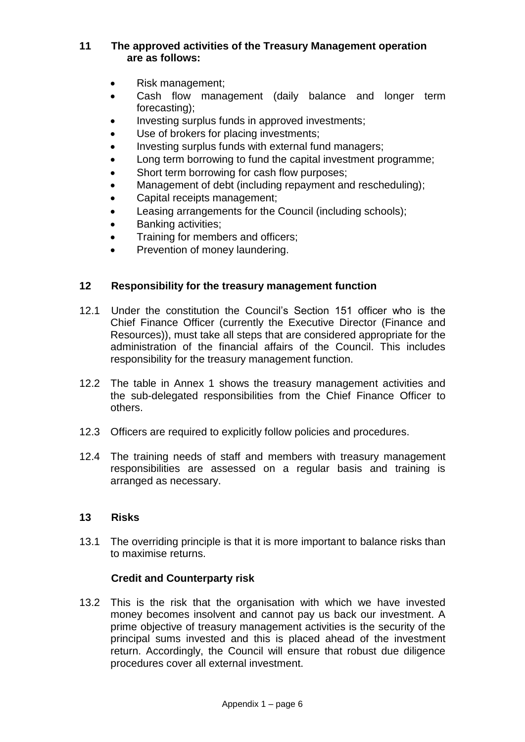## 11 The approved activities of the Treasury Management operation are as follows:

- Risk management;
- Cash flow management (daily balance and longer term forecasting);
- Investing surplus funds in approved investments;
- Use of brokers for placing investments;
- Investing surplus funds with external fund managers;
- Long term borrowing to fund the capital investment programme;
- Short term borrowing for cash flow purposes;
- Management of debt (including repayment and rescheduling);
- Capital receipts management;
- Leasing arrangements for the Council (including schools);
- Banking activities;
- Training for members and officers;
- Prevention of money laundering.

## 12 Responsibility for the treasury management function

12.1 Under the constitution the Council's Section 151 officer who is the Chief Finance Officer (currently the Executive Director (Finance and Resources)), must take all steps that are considered appropriate for the administration of the financial affairs of the Council. This includes responsibility for the treasury management function.

12.2 The table in Annex 1 shows the treasury management activities and the sub-delegated responsibilities from the Chief Finance Officer to others.

12.3 Officers are required to explicitly follow policies and procedures.

12.4 The training needs of staff and members with treasury management responsibilities are assessed on a regular basis and training is arranged as necessary.

## 13 Risks

13.1 The overriding principle is that it is more important to balance risks than to maximise returns.

### Credit and Counterparty risk

13.2 This is the risk that the organisation with which we have invested money becomes insolvent and cannot pay us back our investment. A prime objective of treasury management activities is the security of the principal sums invested and this is placed ahead of the investment return. Accordingly, the Council will ensure that robust due diligence procedures cover all external investment.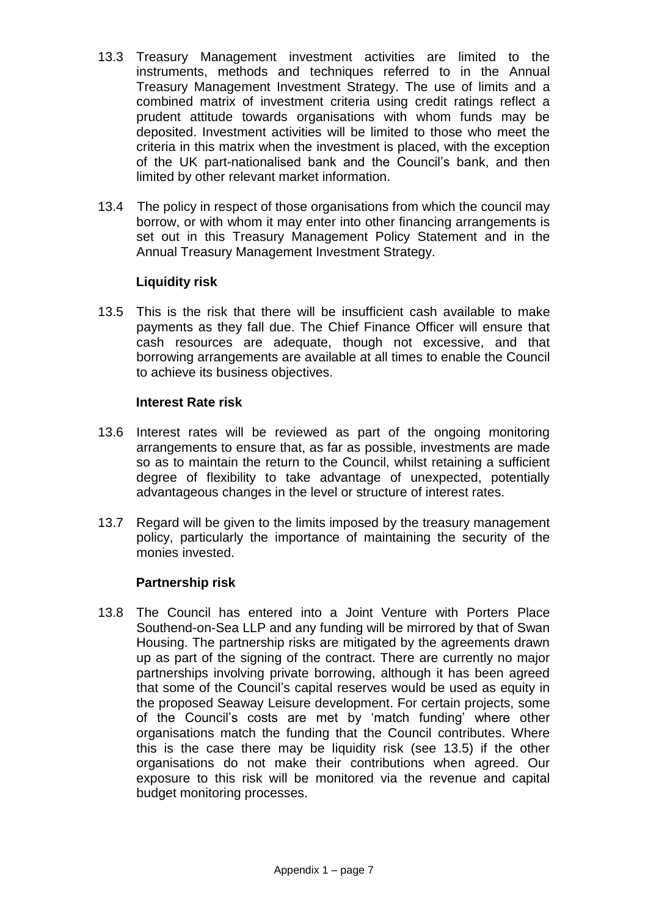13.3 Treasury Management investment activities are limited to the instruments, methods and techniques referred to in the Annual Treasury Management Investment Strategy. The use of limits and a combined matrix of investment criteria using credit ratings reflect a prudent attitude towards organisations with whom funds may be deposited. Investment activities will be limited to those who meet the criteria in this matrix when the investment is placed, with the exception of the UK part-nationalised bank and the Council's bank, and then limited by other relevant market information.

13.4 The policy in respect of those organisations from which the council may borrow, or with whom it may enter into other financing arrangements is set out in this Treasury Management Policy Statement and in the Annual Treasury Management Investment Strategy.

**Liquidity risk**

13.5 This is the risk that there will be insufficient cash available to make payments as they fall due. The Chief Finance Officer will ensure that cash resources are adequate, though not excessive, and that borrowing arrangements are available at all times to enable the Council to achieve its business objectives.

**Interest Rate risk**

13.6 Interest rates will be reviewed as part of the ongoing monitoring arrangements to ensure that, as far as possible, investments are made so as to maintain the return to the Council, whilst retaining a sufficient degree of flexibility to take advantage of unexpected, potentially advantageous changes in the level or structure of interest rates.

13.7 Regard will be given to the limits imposed by the treasury management policy, particularly the importance of maintaining the security of the monies invested.

**Partnership risk**

13.8 The Council has entered into a Joint Venture with Porters Place Southend-on-Sea LLP and any funding will be mirrored by that of Swan Housing. The partnership risks are mitigated by the agreements drawn up as part of the signing of the contract. There are currently no major partnerships involving private borrowing, although it has been agreed that some of the Council's capital reserves would be used as equity in the proposed Seaway Leisure development. For certain projects, some of the Council's costs are met by 'match funding' where other organisations match the funding that the Council contributes. Where this is the case there may be liquidity risk (see 13.5) if the other organisations do not make their contributions when agreed. Our exposure to this risk will be monitored via the revenue and capital budget monitoring processes.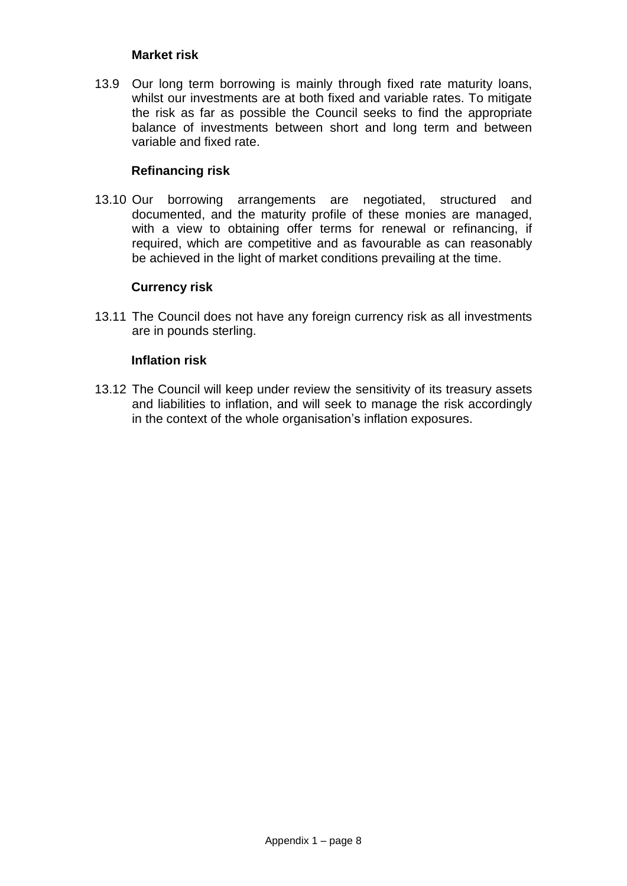### Market risk

13.9 Our long term borrowing is mainly through fixed rate maturity loans, whilst our investments are at both fixed and variable rates. To mitigate the risk as far as possible the Council seeks to find the appropriate balance of investments between short and long term and between variable and fixed rate.

### Refinancing risk

13.10 Our borrowing arrangements are negotiated, structured and documented, and the maturity profile of these monies are managed, with a view to obtaining offer terms for renewal or refinancing, if required, which are competitive and as favourable as can reasonably be achieved in the light of market conditions prevailing at the time.

### Currency risk

13.11 The Council does not have any foreign currency risk as all investments are in pounds sterling.

### Inflation risk

13.12 The Council will keep under review the sensitivity of its treasury assets and liabilities to inflation, and will seek to manage the risk accordingly in the context of the whole organisation's inflation exposures.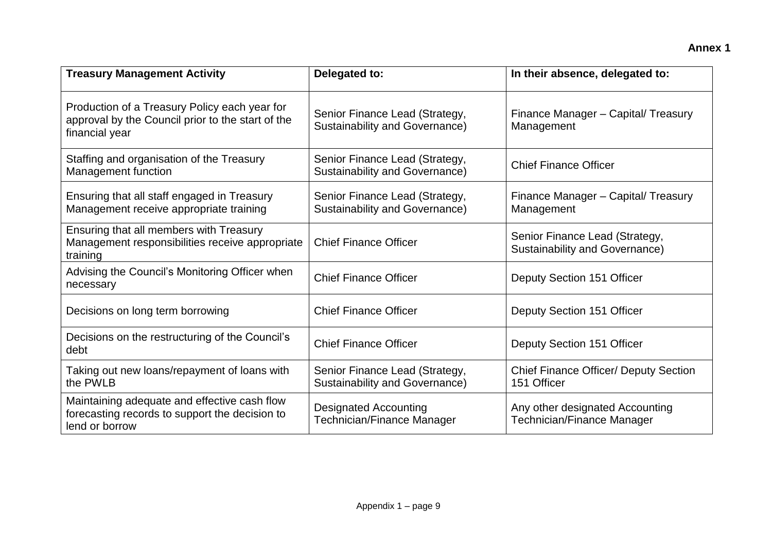**Annex 1**

| Treasury Management Activity | Delegated to: | In their absence, delegated to: |
|---|---|---|
| Production of a Treasury Policy each year for approval by the Council prior to the start of the financial year | Senior Finance Lead (Strategy, Sustainability and Governance) | Finance Manager – Capital/ Treasury Management |
| Staffing and organisation of the Treasury Management function | Senior Finance Lead (Strategy, Sustainability and Governance) | Chief Finance Officer |
| Ensuring that all staff engaged in Treasury Management receive appropriate training | Senior Finance Lead (Strategy, Sustainability and Governance) | Finance Manager – Capital/ Treasury Management |
| Ensuring that all members with Treasury Management responsibilities receive appropriate training | Chief Finance Officer | Senior Finance Lead (Strategy, Sustainability and Governance) |
| Advising the Council's Monitoring Officer when necessary | Chief Finance Officer | Deputy Section 151 Officer |
| Decisions on long term borrowing | Chief Finance Officer | Deputy Section 151 Officer |
| Decisions on the restructuring of the Council's debt | Chief Finance Officer | Deputy Section 151 Officer |
| Taking out new loans/repayment of loans with the PWLB | Senior Finance Lead (Strategy, Sustainability and Governance) | Chief Finance Officer/ Deputy Section 151 Officer |
| Maintaining adequate and effective cash flow forecasting records to support the decision to lend or borrow | Designated Accounting Technician/Finance Manager | Any other designated Accounting Technician/Finance Manager |

Appendix 1 – page 9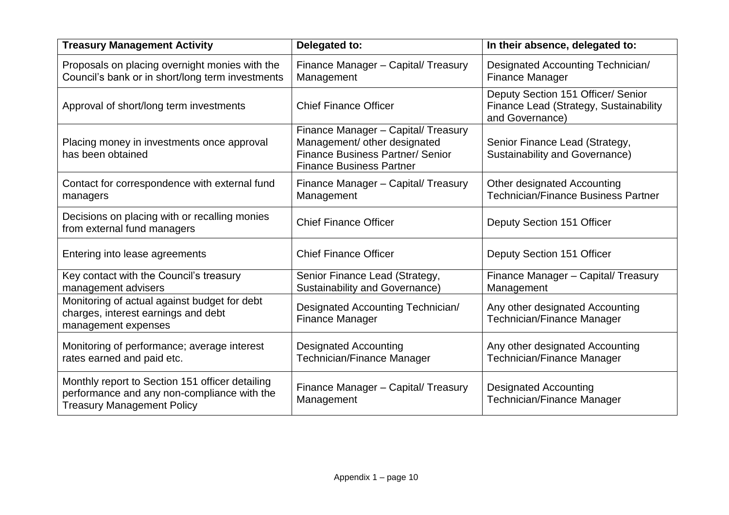| Treasury Management Activity | Delegated to: | In their absence, delegated to: |
|---|---|---|
| Proposals on placing overnight monies with the Council's bank or in short/long term investments | Finance Manager – Capital/ Treasury Management | Designated Accounting Technician/ Finance Manager |
| Approval of short/long term investments | Chief Finance Officer | Deputy Section 151 Officer/ Senior Finance Lead (Strategy, Sustainability and Governance) |
| Placing money in investments once approval has been obtained | Finance Manager – Capital/ Treasury Management/ other designated Finance Business Partner/ Senior Finance Business Partner | Senior Finance Lead (Strategy, Sustainability and Governance) |
| Contact for correspondence with external fund managers | Finance Manager – Capital/ Treasury Management | Other designated Accounting Technician/Finance Business Partner |
| Decisions on placing with or recalling monies from external fund managers | Chief Finance Officer | Deputy Section 151 Officer |
| Entering into lease agreements | Chief Finance Officer | Deputy Section 151 Officer |
| Key contact with the Council's treasury management advisers | Senior Finance Lead (Strategy, Sustainability and Governance) | Finance Manager – Capital/ Treasury Management |
| Monitoring of actual against budget for debt charges, interest earnings and debt management expenses | Designated Accounting Technician/ Finance Manager | Any other designated Accounting Technician/Finance Manager |
| Monitoring of performance; average interest rates earned and paid etc. | Designated Accounting Technician/Finance Manager | Any other designated Accounting Technician/Finance Manager |
| Monthly report to Section 151 officer detailing performance and any non-compliance with the Treasury Management Policy | Finance Manager – Capital/ Treasury Management | Designated Accounting Technician/Finance Manager |